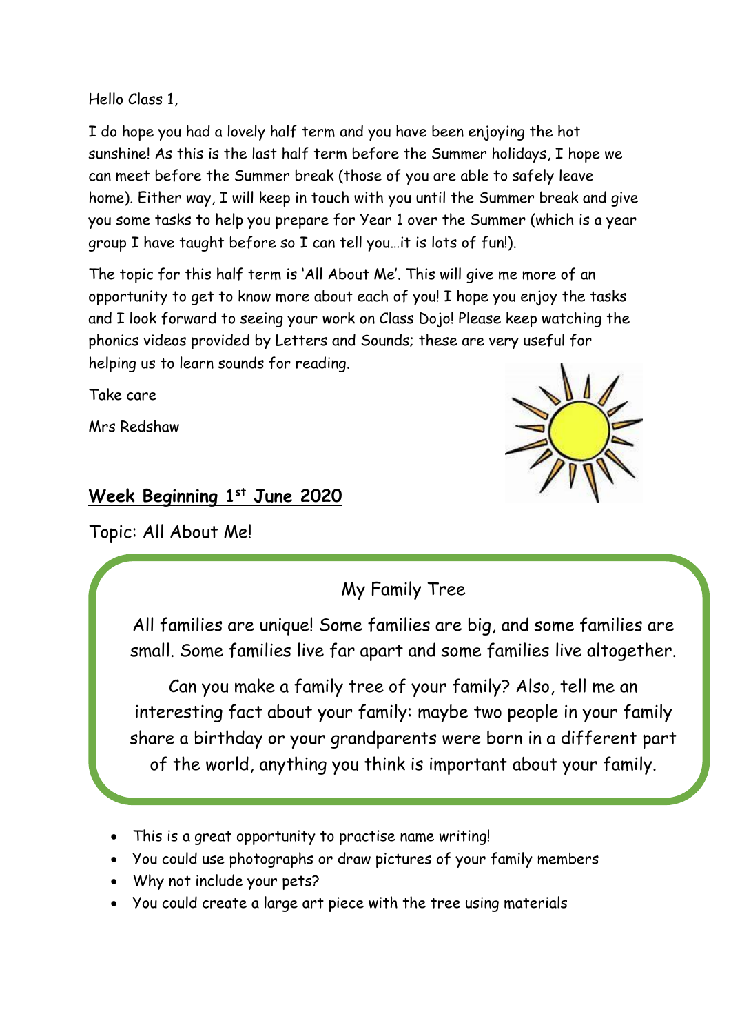Hello Class 1,

I do hope you had a lovely half term and you have been enjoying the hot sunshine! As this is the last half term before the Summer holidays, I hope we can meet before the Summer break (those of you are able to safely leave home). Either way, I will keep in touch with you until the Summer break and give you some tasks to help you prepare for Year 1 over the Summer (which is a year group I have taught before so I can tell you…it is lots of fun!).

The topic for this half term is 'All About Me'. This will give me more of an opportunity to get to know more about each of you! I hope you enjoy the tasks and I look forward to seeing your work on Class Dojo! Please keep watching the phonics videos provided by Letters and Sounds; these are very useful for helping us to learn sounds for reading.

Take care

Mrs Redshaw

## Week Beginning 1st June 2020

Topic: All About Me!

### My Family Tree

All families are unique! Some families are big, and some families are small. Some families live far apart and some families live altogether.

Can you make a family tree of your family? Also, tell me an interesting fact about your family: maybe two people in your family share a birthday or your grandparents were born in a different part of the world, anything you think is important about your family.

- This is a great opportunity to practise name writing!
- You could use photographs or draw pictures of your family members
- Why not include your pets?
- You could create a large art piece with the tree using materials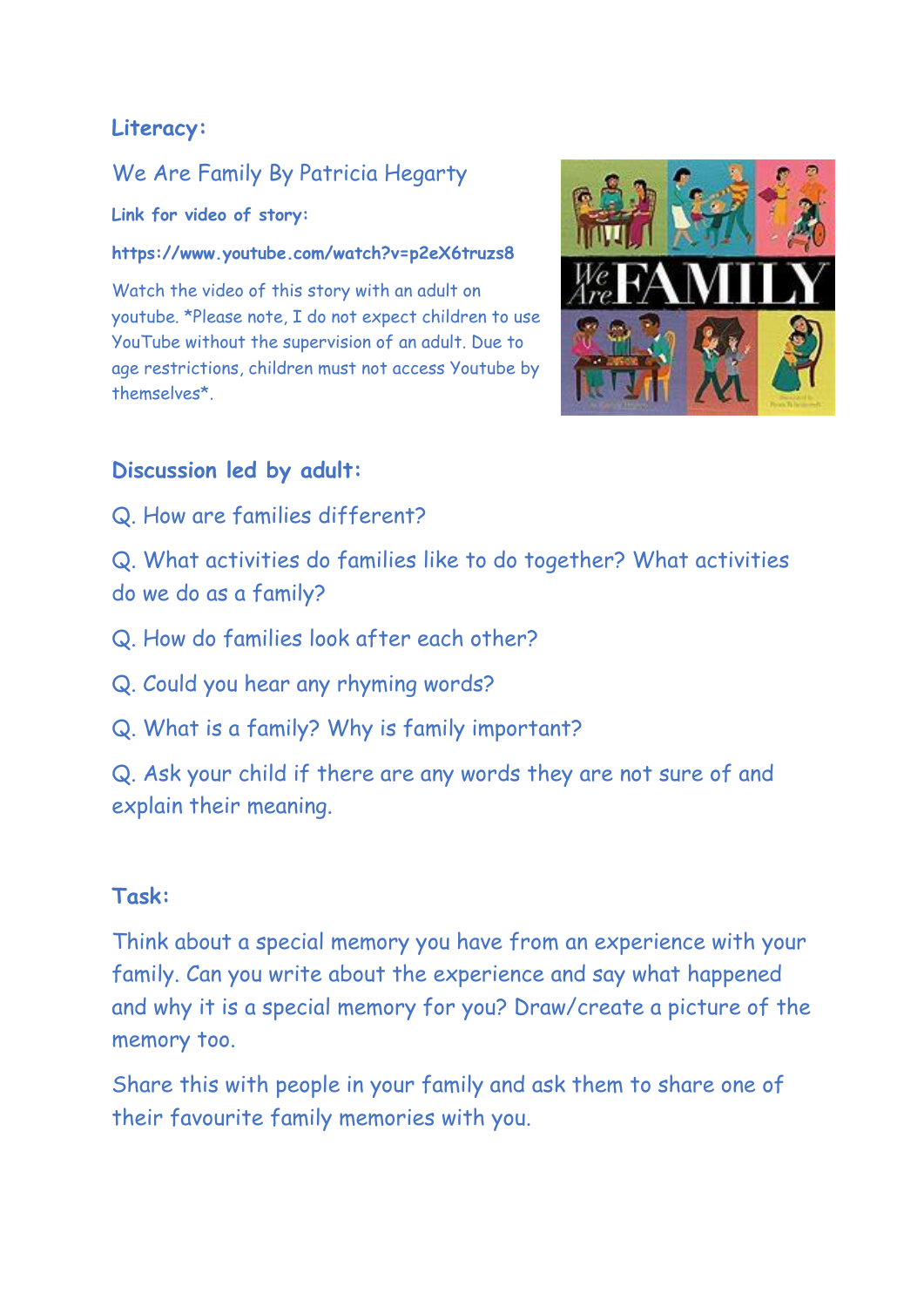## Literacy:

We Are Family By Patricia Hegarty

**Link for video of story:**

**https://www.youtube.com/watch?v=p2eX6truzs8**

Watch the video of this story with an adult on youtube. *Please note, I do not expect children to use YouTube without the supervision of an adult. Due to age restrictions, children must not access Youtube by themselves*.

### Discussion led by adult:

Q. How are families different?

Q. What activities do families like to do together? What activities do we do as a family?

Q. How do families look after each other?

Q. Could you hear any rhyming words?

Q. What is a family? Why is family important?

Q. Ask your child if there are any words they are not sure of and explain their meaning.

### Task:

Think about a special memory you have from an experience with your family. Can you write about the experience and say what happened and why it is a special memory for you? Draw/create a picture of the memory too.

Share this with people in your family and ask them to share one of their favourite family memories with you.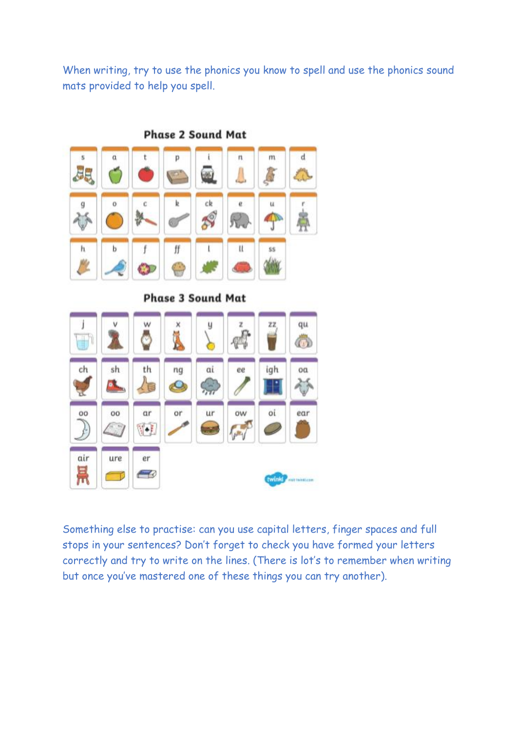When writing, try to use the phonics you know to spell and use the phonics sound mats provided to help you spell.

## Phase 2 Sound Mat

| s | a | t | p | i | n | m | d |
|---|---|---|---|---|---|---|---|
| g | o | c | k | ck | e | u | r |
| h | b | f | ff | l | ll | ss | |

## Phase 3 Sound Mat

| j | v | w | x | y | z | zz | qu |
|---|---|---|---|---|---|---|---|
| ch | sh | th | ng | ai | ee | igh | oa |
| oo | oo | ar | or | ur | ow | oi | ear |
| air | ure | er | | | | | |

Something else to practise: can you use capital letters, finger spaces and full stops in your sentences? Don't forget to check you have formed your letters correctly and try to write on the lines. (There is lot's to remember when writing but once you've mastered one of these things you can try another).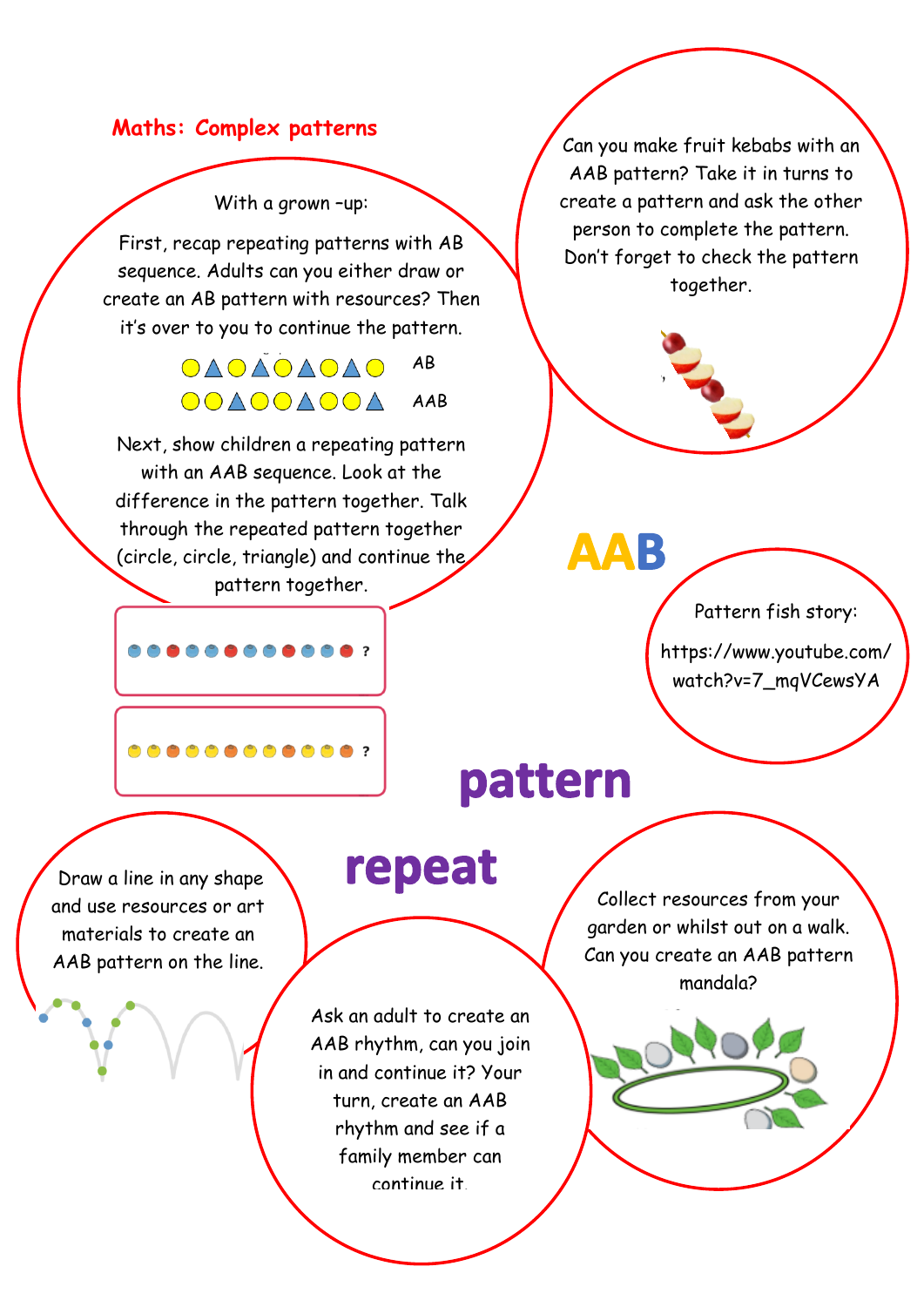## Maths: Complex patterns

With a grown –up:

First, recap repeating patterns with AB sequence. Adults can you either draw or create an AB pattern with resources? Then it's over to you to continue the pattern.

AB

AAB

Next, show children a repeating pattern with an AAB sequence. Look at the difference in the pattern together. Talk through the repeated pattern together (circle, circle, triangle) and continue the pattern together.

?

?

Can you make fruit kebabs with an AAB pattern? Take it in turns to create a pattern and ask the other person to complete the pattern. Don't forget to check the pattern together.

AAB

Pattern fish story:

https://www.youtube.com/watch?v=7_mqVCewsYA

pattern

repeat

Draw a line in any shape and use resources or art materials to create an AAB pattern on the line.

Ask an adult to create an AAB rhythm, can you join in and continue it? Your turn, create an AAB rhythm and see if a family member can continue it.

Collect resources from your garden or whilst out on a walk. Can you create an AAB pattern mandala?